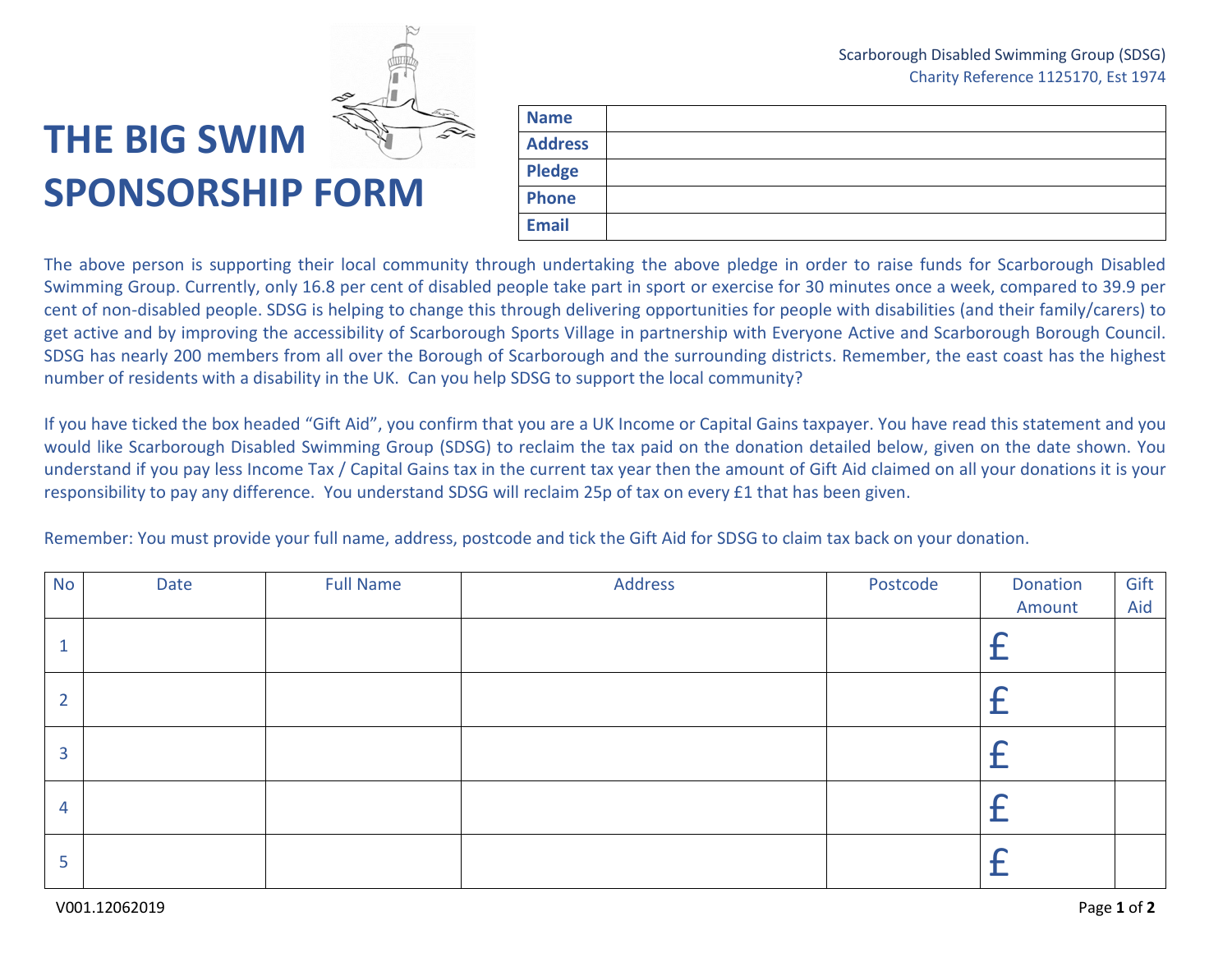Scarborough Disabled Swimming Group (SDSG)
Charity Reference 1125170, Est 1974

# THE BIG SWIM SPONSORSHIP FORM

| **Name** | |
|---|---|
| **Address** | |
| **Pledge** | |
| **Phone** | |
| **Email** | |

The above person is supporting their local community through undertaking the above pledge in order to raise funds for Scarborough Disabled Swimming Group. Currently, only 16.8 per cent of disabled people take part in sport or exercise for 30 minutes once a week, compared to 39.9 per cent of non-disabled people. SDSG is helping to change this through delivering opportunities for people with disabilities (and their family/carers) to get active and by improving the accessibility of Scarborough Sports Village in partnership with Everyone Active and Scarborough Borough Council. SDSG has nearly 200 members from all over the Borough of Scarborough and the surrounding districts. Remember, the east coast has the highest number of residents with a disability in the UK. Can you help SDSG to support the local community?

If you have ticked the box headed "Gift Aid", you confirm that you are a UK Income or Capital Gains taxpayer. You have read this statement and you would like Scarborough Disabled Swimming Group (SDSG) to reclaim the tax paid on the donation detailed below, given on the date shown. You understand if you pay less Income Tax / Capital Gains tax in the current tax year then the amount of Gift Aid claimed on all your donations it is your responsibility to pay any difference. You understand SDSG will reclaim 25p of tax on every £1 that has been given.

Remember: You must provide your full name, address, postcode and tick the Gift Aid for SDSG to claim tax back on your donation.

| No | Date | Full Name | Address | Postcode | Donation Amount | Gift Aid |
|---|---|---|---|---|---|---|
| 1 | | | | | £ | |
| 2 | | | | | £ | |
| 3 | | | | | £ | |
| 4 | | | | | £ | |
| 5 | | | | | £ | |

V001.12062019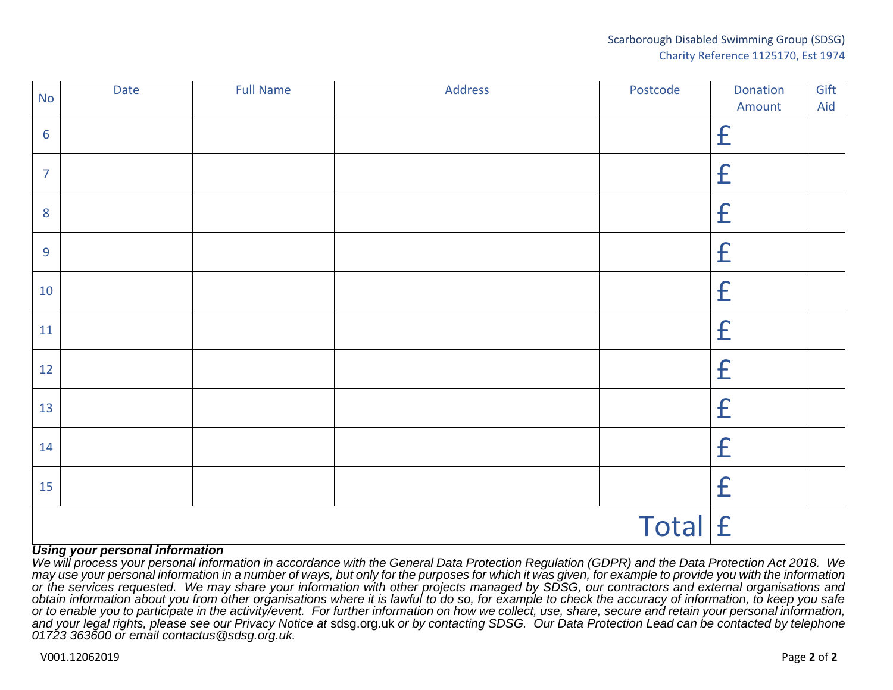Scarborough Disabled Swimming Group (SDSG)
Charity Reference 1125170, Est 1974

| No | Date | Full Name | Address | Postcode | Donation Amount | Gift Aid |
|---|---|---|---|---|---|---|
| 6 | | | | | £ | |
| 7 | | | | | £ | |
| 8 | | | | | £ | |
| 9 | | | | | £ | |
| 10 | | | | | £ | |
| 11 | | | | | £ | |
| 12 | | | | | £ | |
| 13 | | | | | £ | |
| 14 | | | | | £ | |
| 15 | | | | | £ | |
| | | | | Total | £ | |

***Using your personal information***

*We will process your personal information in accordance with the General Data Protection Regulation (GDPR) and the Data Protection Act 2018. We may use your personal information in a number of ways, but only for the purposes for which it was given, for example to provide you with the information or the services requested. We may share your information with other projects managed by SDSG, our contractors and external organisations and obtain information about you from other organisations where it is lawful to do so, for example to check the accuracy of information, to keep you safe or to enable you to participate in the activity/event. For further information on how we collect, use, share, secure and retain your personal information, and your legal rights, please see our Privacy Notice at* sdsg.org.uk *or by contacting SDSG. Our Data Protection Lead can be contacted by telephone 01723 363600 or email contactus@sdsg.org.uk.*

V001.12062019